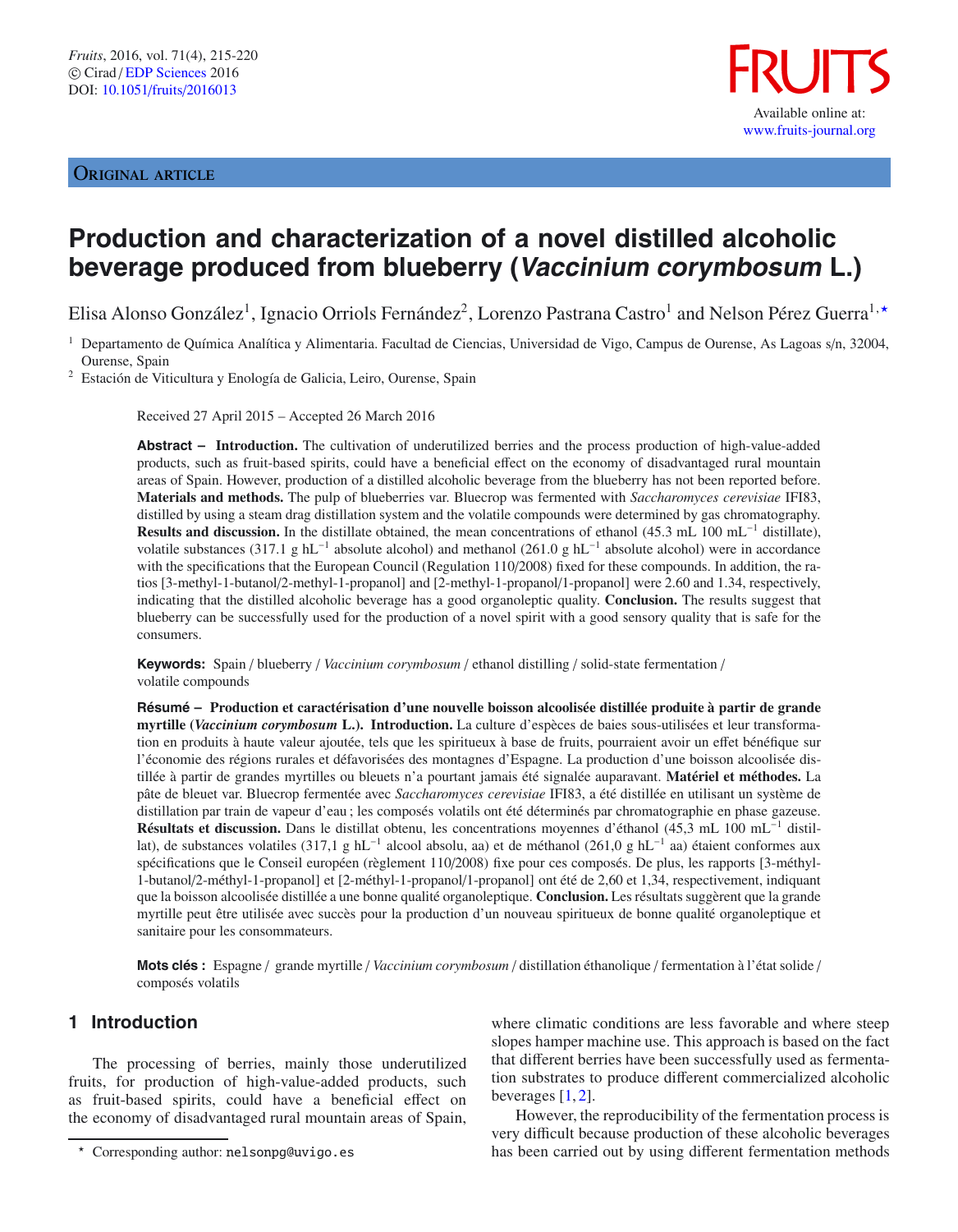ORIGINAL ARTICLE

# Production and characterization of a novel distilled alcoholic beverage produced from blueberry (*Vaccinium corymbosum* L.)

Elisa Alonso González[1], Ignacio Orriols Fernández[2], Lorenzo Pastrana Castro[1] and Nelson Pérez Guerra[1,⋆]

[1] Departamento de Química Analítica y Alimentaria. Facultad de Ciencias, Universidad de Vigo, Campus de Ourense, As Lagoas s/n, 32004, Ourense, Spain

[2] Estación de Viticultura y Enología de Galicia, Leiro, Ourense, Spain

Received 27 April 2015 – Accepted 26 March 2016

**Abstract – Introduction.** The cultivation of underutilized berries and the process production of high-value-added products, such as fruit-based spirits, could have a beneficial effect on the economy of disadvantaged rural mountain areas of Spain. However, production of a distilled alcoholic beverage from the blueberry has not been reported before. **Materials and methods.** The pulp of blueberries var. Bluecrop was fermented with *Saccharomyces cerevisiae* IFI83, distilled by using a steam drag distillation system and the volatile compounds were determined by gas chromatography. **Results and discussion.** In the distillate obtained, the mean concentrations of ethanol (45.3 mL 100 $mL^{-1}$ distillate), volatile substances (317.1 g $hL^{-1}$ absolute alcohol) and methanol (261.0 g $hL^{-1}$ absolute alcohol) were in accordance with the specifications that the European Council (Regulation 110/2008) fixed for these compounds. In addition, the ratios [3-methyl-1-butanol/2-methyl-1-propanol] and [2-methyl-1-propanol/1-propanol] were 2.60 and 1.34, respectively, indicating that the distilled alcoholic beverage has a good organoleptic quality. **Conclusion.** The results suggest that blueberry can be successfully used for the production of a novel spirit with a good sensory quality that is safe for the consumers.

**Keywords:** Spain / blueberry / *Vaccinium corymbosum* / ethanol distilling / solid-state fermentation / volatile compounds

**Résumé – Production et caractérisation d'une nouvelle boisson alcoolisée distillée produite à partir de grande myrtille (*Vaccinium corymbosum* L.). Introduction.** La culture d'espèces de baies sous-utilisées et leur transformation en produits à haute valeur ajoutée, tels que les spiritueux à base de fruits, pourraient avoir un effet bénéfique sur l'économie des régions rurales et défavorisées des montagnes d'Espagne. La production d'une boisson alcoolisée distillée à partir de grandes myrtilles ou bleuets n'a pourtant jamais été signalée auparavant. **Matériel et méthodes.** La pâte de bleuet var. Bluecrop fermentée avec *Saccharomyces cerevisiae* IFI83, a été distillée en utilisant un système de distillation par train de vapeur d'eau ; les composés volatils ont été déterminés par chromatographie en phase gazeuse. **Résultats et discussion.** Dans le distillat obtenu, les concentrations moyennes d'éthanol (45,3 mL 100 $mL^{-1}$ distillat), de substances volatiles (317,1 g $hL^{-1}$ alcool absolu, aa) et de méthanol (261,0 g $hL^{-1}$ aa) étaient conformes aux spécifications que le Conseil européen (règlement 110/2008) fixe pour ces composés. De plus, les rapports [3-méthyl-1-butanol/2-méthyl-1-propanol] et [2-méthyl-1-propanol/1-propanol] ont été de 2,60 et 1,34, respectivement, indiquant que la boisson alcoolisée distillée a une bonne qualité organoleptique. **Conclusion.** Les résultats suggèrent que la grande myrtille peut être utilisée avec succès pour la production d'un nouveau spiritueux de bonne qualité organoleptique et sanitaire pour les consommateurs.

**Mots clés :** Espagne / grande myrtille / *Vaccinium corymbosum* / distillation éthanolique / fermentation à l'état solide / composés volatils

## 1 Introduction

The processing of berries, mainly those underutilized fruits, for production of high-value-added products, such as fruit-based spirits, could have a beneficial effect on the economy of disadvantaged rural mountain areas of Spain, where climatic conditions are less favorable and where steep slopes hamper machine use. This approach is based on the fact that different berries have been successfully used as fermentation substrates to produce different commercialized alcoholic beverages [1, 2].

However, the reproducibility of the fermentation process is very difficult because production of these alcoholic beverages has been carried out by using different fermentation methods

⋆ Corresponding author: nelsonpg@uvigo.es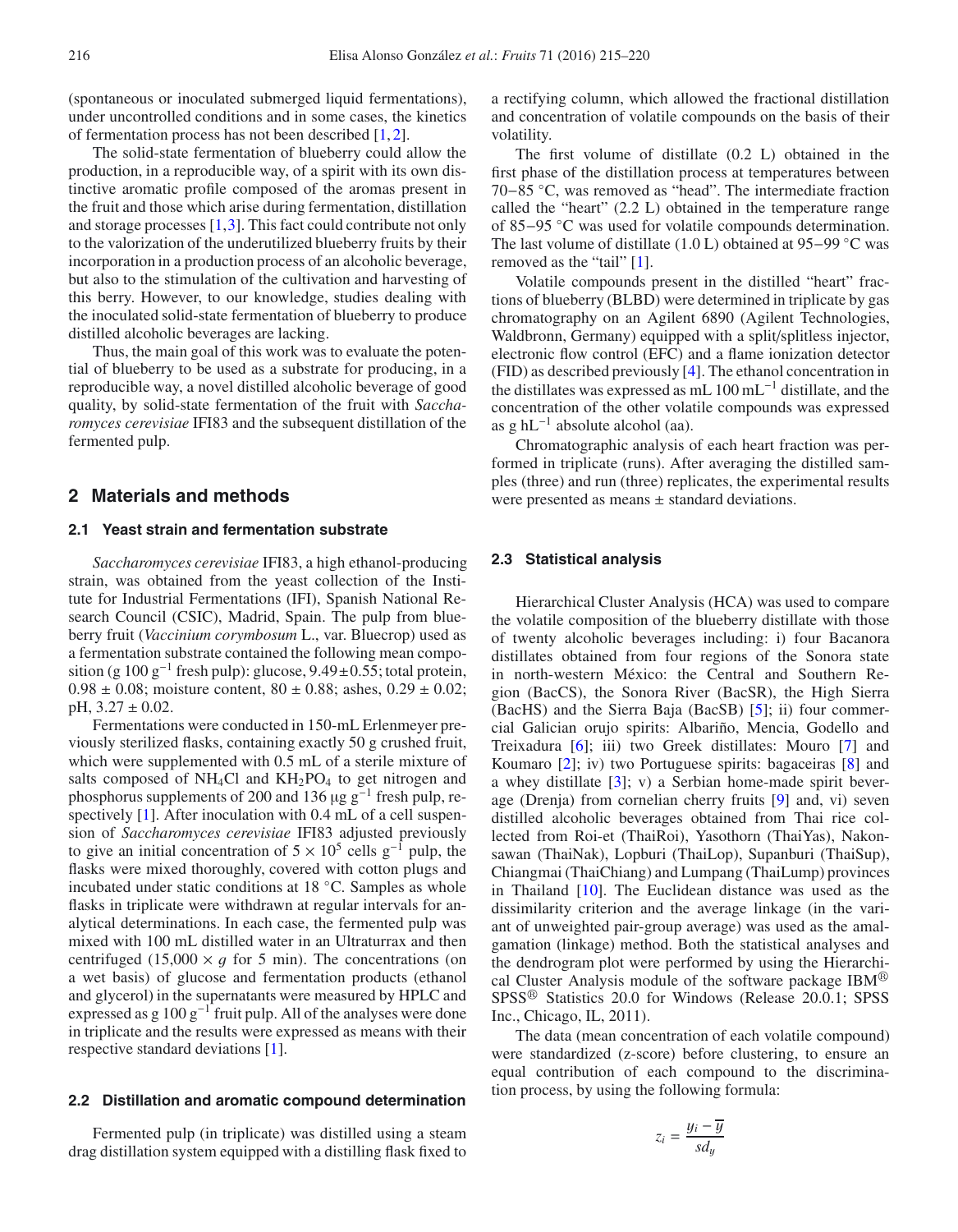(spontaneous or inoculated submerged liquid fermentations), under uncontrolled conditions and in some cases, the kinetics of fermentation process has not been described [1,2].

The solid-state fermentation of blueberry could allow the production, in a reproducible way, of a spirit with its own distinctive aromatic profile composed of the aromas present in the fruit and those which arise during fermentation, distillation and storage processes [1,3]. This fact could contribute not only to the valorization of the underutilized blueberry fruits by their incorporation in a production process of an alcoholic beverage, but also to the stimulation of the cultivation and harvesting of this berry. However, to our knowledge, studies dealing with the inoculated solid-state fermentation of blueberry to produce distilled alcoholic beverages are lacking.

Thus, the main goal of this work was to evaluate the potential of blueberry to be used as a substrate for producing, in a reproducible way, a novel distilled alcoholic beverage of good quality, by solid-state fermentation of the fruit with *Saccharomyces cerevisiae* IFI83 and the subsequent distillation of the fermented pulp.

## 2 Materials and methods

### 2.1 Yeast strain and fermentation substrate

*Saccharomyces cerevisiae* IFI83, a high ethanol-producing strain, was obtained from the yeast collection of the Institute for Industrial Fermentations (IFI), Spanish National Research Council (CSIC), Madrid, Spain. The pulp from blueberry fruit (*Vaccinium corymbosum* L., var. Bluecrop) used as a fermentation substrate contained the following mean composition (g 100 $g^{-1}$ fresh pulp): glucose, $9.49 \pm 0.55$; total protein, $0.98 \pm 0.08$; moisture content, $80 \pm 0.88$; ashes, $0.29 \pm 0.02$; pH, $3.27 \pm 0.02$.

Fermentations were conducted in 150-mL Erlenmeyer previously sterilized flasks, containing exactly 50 g crushed fruit, which were supplemented with 0.5 mL of a sterile mixture of salts composed of $NH_4Cl$ and $KH_2PO_4$ to get nitrogen and phosphorus supplements of 200 and 136 μg $g^{-1}$ fresh pulp, respectively [1]. After inoculation with 0.4 mL of a cell suspension of *Saccharomyces cerevisiae* IFI83 adjusted previously to give an initial concentration of $5 \times 10^5$ cells $g^{-1}$ pulp, the flasks were mixed thoroughly, covered with cotton plugs and incubated under static conditions at 18 °C. Samples as whole flasks in triplicate were withdrawn at regular intervals for analytical determinations. In each case, the fermented pulp was mixed with 100 mL distilled water in an Ultraturrax and then centrifuged (15,000 × *g* for 5 min). The concentrations (on a wet basis) of glucose and fermentation products (ethanol and glycerol) in the supernatants were measured by HPLC and expressed as g 100 $g^{-1}$ fruit pulp. All of the analyses were done in triplicate and the results were expressed as means with their respective standard deviations [1].

### 2.2 Distillation and aromatic compound determination

Fermented pulp (in triplicate) was distilled using a steam drag distillation system equipped with a distilling flask fixed to a rectifying column, which allowed the fractional distillation and concentration of volatile compounds on the basis of their volatility.

The first volume of distillate (0.2 L) obtained in the first phase of the distillation process at temperatures between 70−85 °C, was removed as "head". The intermediate fraction called the "heart" (2.2 L) obtained in the temperature range of 85−95 °C was used for volatile compounds determination. The last volume of distillate (1.0 L) obtained at 95−99 °C was removed as the "tail" [1].

Volatile compounds present in the distilled "heart" fractions of blueberry (BLBD) were determined in triplicate by gas chromatography on an Agilent 6890 (Agilent Technologies, Waldbronn, Germany) equipped with a split/splitless injector, electronic flow control (EFC) and a flame ionization detector (FID) as described previously [4]. The ethanol concentration in the distillates was expressed as mL 100 $mL^{-1}$ distillate, and the concentration of the other volatile compounds was expressed as g $hL^{-1}$ absolute alcohol (aa).

Chromatographic analysis of each heart fraction was performed in triplicate (runs). After averaging the distilled samples (three) and run (three) replicates, the experimental results were presented as means ± standard deviations.

### 2.3 Statistical analysis

Hierarchical Cluster Analysis (HCA) was used to compare the volatile composition of the blueberry distillate with those of twenty alcoholic beverages including: i) four Bacanora distillates obtained from four regions of the Sonora state in north-western México: the Central and Southern Region (BacCS), the Sonora River (BacSR), the High Sierra (BacHS) and the Sierra Baja (BacSB) [5]; ii) four commercial Galician orujo spirits: Albariño, Mencia, Godello and Treixadura [6]; iii) two Greek distillates: Mouro [7] and Koumaro [2]; iv) two Portuguese spirits: bagaceiras [8] and a whey distillate [3]; v) a Serbian home-made spirit beverage (Drenja) from cornelian cherry fruits [9] and, vi) seven distilled alcoholic beverages obtained from Thai rice collected from Roi-et (ThaiRoi), Yasothorn (ThaiYas), Nakonsawan (ThaiNak), Lopburi (ThaiLop), Supanburi (ThaiSup), Chiangmai (ThaiChiang) and Lumpang (ThaiLump) provinces in Thailand [10]. The Euclidean distance was used as the dissimilarity criterion and the average linkage (in the variant of unweighted pair-group average) was used as the amalgamation (linkage) method. Both the statistical analyses and the dendrogram plot were performed by using the Hierarchical Cluster Analysis module of the software package IBM® SPSS® Statistics 20.0 for Windows (Release 20.0.1; SPSS Inc., Chicago, IL, 2011).

The data (mean concentration of each volatile compound) were standardized (z-score) before clustering, to ensure an equal contribution of each compound to the discrimination process, by using the following formula:

$$z_i = \frac{y_i - \overline{y}}{sd_y}$$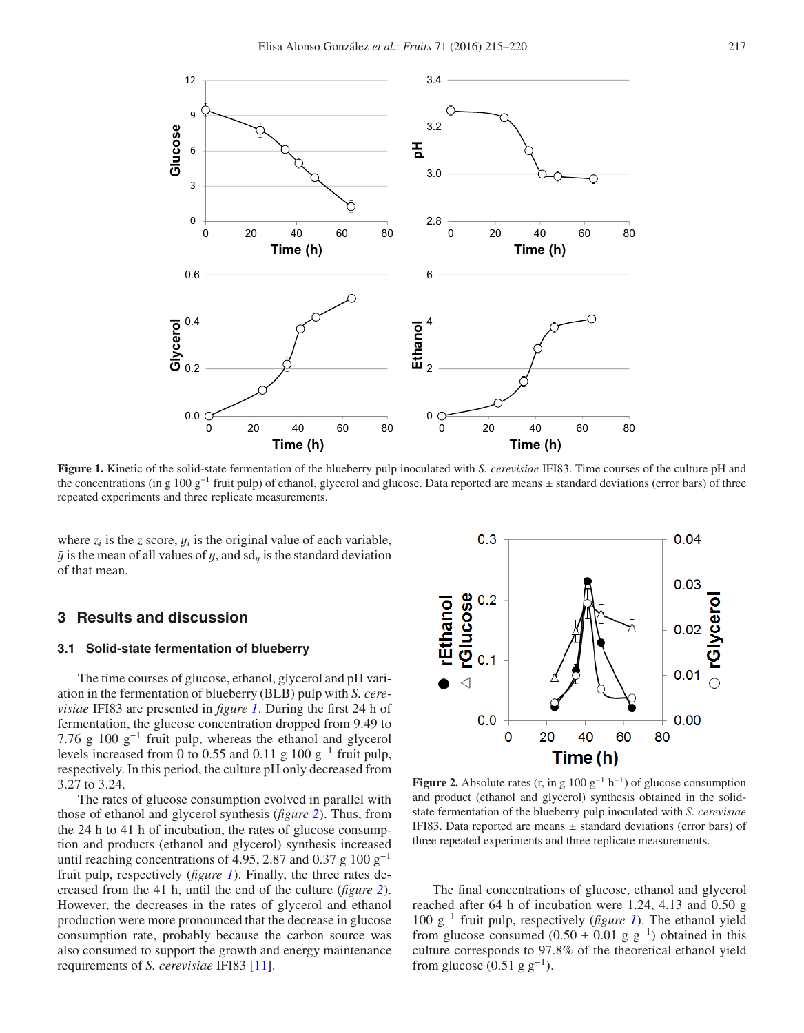**Figure 1.** Kinetic of the solid-state fermentation of the blueberry pulp inoculated with *S. cerevisiae* IFI83. Time courses of the culture pH and the concentrations (in g 100 $g^{-1}$ fruit pulp) of ethanol, glycerol and glucose. Data reported are means ± standard deviations (error bars) of three repeated experiments and three replicate measurements.

where $z_i$ is the $z$ score, $y_i$ is the original value of each variable, $\bar{y}$ is the mean of all values of $y$, and $sd_y$ is the standard deviation of that mean.

## 3 Results and discussion

### 3.1 Solid-state fermentation of blueberry

The time courses of glucose, ethanol, glycerol and pH variation in the fermentation of blueberry (BLB) pulp with *S. cerevisiae* IFI83 are presented in *figure 1*. During the first 24 h of fermentation, the glucose concentration dropped from 9.49 to 7.76 g 100 $g^{-1}$ fruit pulp, whereas the ethanol and glycerol levels increased from 0 to 0.55 and 0.11 g 100 $g^{-1}$ fruit pulp, respectively. In this period, the culture pH only decreased from 3.27 to 3.24.

The rates of glucose consumption evolved in parallel with those of ethanol and glycerol synthesis (*figure 2*). Thus, from the 24 h to 41 h of incubation, the rates of glucose consumption and products (ethanol and glycerol) synthesis increased until reaching concentrations of 4.95, 2.87 and 0.37 g 100 $g^{-1}$ fruit pulp, respectively (*figure 1*). Finally, the three rates decreased from the 41 h, until the end of the culture (*figure 2*). However, the decreases in the rates of glycerol and ethanol production were more pronounced that the decrease in glucose consumption rate, probably because the carbon source was also consumed to support the growth and energy maintenance requirements of *S. cerevisiae* IFI83 [11].

**Figure 2.** Absolute rates (r, in g 100 $g^{-1}$ $h^{-1}$) of glucose consumption and product (ethanol and glycerol) synthesis obtained in the solid-state fermentation of the blueberry pulp inoculated with *S. cerevisiae* IFI83. Data reported are means ± standard deviations (error bars) of three repeated experiments and three replicate measurements.

The final concentrations of glucose, ethanol and glycerol reached after 64 h of incubation were 1.24, 4.13 and 0.50 g 100 $g^{-1}$ fruit pulp, respectively (*figure 1*). The ethanol yield from glucose consumed (0.50 ± 0.01 g $g^{-1}$) obtained in this culture corresponds to 97.8% of the theoretical ethanol yield from glucose (0.51 g $g^{-1}$).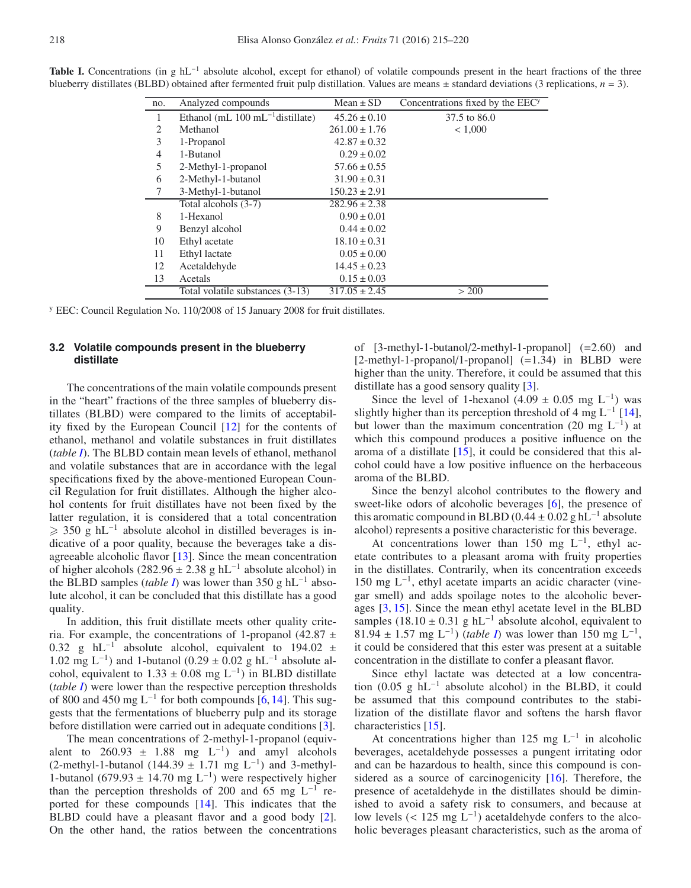**Table I.** Concentrations (in g $hL^{-1}$ absolute alcohol, except for ethanol) of volatile compounds present in the heart fractions of the three blueberry distillates (BLBD) obtained after fermented fruit pulp distillation. Values are means ± standard deviations (3 replications, $n = 3$).

| no. | Analyzed compounds | Mean ± SD | Concentrations fixed by the EEC[y] |
|---|---|---|---|
| 1 | Ethanol (mL 100 $mL^{-1}$distillate) | 45.26 ± 0.10 | 37.5 to 86.0 |
| 2 | Methanol | 261.00 ± 1.76 | < 1,000 |
| 3 | 1-Propanol | 42.87 ± 0.32 | |
| 4 | 1-Butanol | 0.29 ± 0.02 | |
| 5 | 2-Methyl-1-propanol | 57.66 ± 0.55 | |
| 6 | 2-Methyl-1-butanol | 31.90 ± 0.31 | |
| 7 | 3-Methyl-1-butanol | 150.23 ± 2.91 | |
| | Total alcohols (3-7) | 282.96 ± 2.38 | |
| 8 | 1-Hexanol | 0.90 ± 0.01 | |
| 9 | Benzyl alcohol | 0.44 ± 0.02 | |
| 10 | Ethyl acetate | 18.10 ± 0.31 | |
| 11 | Ethyl lactate | 0.05 ± 0.00 | |
| 12 | Acetaldehyde | 14.45 ± 0.23 | |
| 13 | Acetals | 0.15 ± 0.03 | |
| | Total volatile substances (3-13) | 317.05 ± 2.45 | > 200 |

[y] EEC: Council Regulation No. 110/2008 of 15 January 2008 for fruit distillates.

### 3.2 Volatile compounds present in the blueberry distillate

The concentrations of the main volatile compounds present in the "heart" fractions of the three samples of blueberry distillates (BLBD) were compared to the limits of acceptability fixed by the European Council [12] for the contents of ethanol, methanol and volatile substances in fruit distillates (*table I*). The BLBD contain mean levels of ethanol, methanol and volatile substances that are in accordance with the legal specifications fixed by the above-mentioned European Council Regulation for fruit distillates. Although the higher alcohol contents for fruit distillates have not been fixed by the latter regulation, it is considered that a total concentration ⩾ 350 g $hL^{-1}$ absolute alcohol in distilled beverages is indicative of a poor quality, because the beverages take a disagreeable alcoholic flavor [13]. Since the mean concentration of higher alcohols (282.96 ± 2.38 g $hL^{-1}$ absolute alcohol) in the BLBD samples (*table I*) was lower than 350 g $hL^{-1}$ absolute alcohol, it can be concluded that this distillate has a good quality.

In addition, this fruit distillate meets other quality criteria. For example, the concentrations of 1-propanol (42.87 ± 0.32 g $hL^{-1}$ absolute alcohol, equivalent to 194.02 ± 1.02 mg $L^{-1}$) and 1-butanol (0.29 ± 0.02 g $hL^{-1}$ absolute alcohol, equivalent to 1.33 ± 0.08 mg $L^{-1}$) in BLBD distillate (*table I*) were lower than the respective perception thresholds of 800 and 450 mg $L^{-1}$ for both compounds [6, 14]. This suggests that the fermentations of blueberry pulp and its storage before distillation were carried out in adequate conditions [3].

The mean concentrations of 2-methyl-1-propanol (equivalent to 260.93 ± 1.88 mg $L^{-1}$) and amyl alcohols (2-methyl-1-butanol (144.39 ± 1.71 mg $L^{-1}$) and 3-methyl-1-butanol (679.93 ± 14.70 mg $L^{-1}$) were respectively higher than the perception thresholds of 200 and 65 mg $L^{-1}$ reported for these compounds [14]. This indicates that the BLBD could have a pleasant flavor and a good body [2]. On the other hand, the ratios between the concentrations of [3-methyl-1-butanol/2-methyl-1-propanol] (=2.60) and [2-methyl-1-propanol/1-propanol] (=1.34) in BLBD were higher than the unity. Therefore, it could be assumed that this distillate has a good sensory quality [3].

Since the level of 1-hexanol (4.09 ± 0.05 mg $L^{-1}$) was slightly higher than its perception threshold of 4 mg $L^{-1}$ [14], but lower than the maximum concentration (20 mg $L^{-1}$) at which this compound produces a positive influence on the aroma of a distillate [15], it could be considered that this alcohol could have a low positive influence on the herbaceous aroma of the BLBD.

Since the benzyl alcohol contributes to the flowery and sweet-like odors of alcoholic beverages [6], the presence of this aromatic compound in BLBD (0.44 ± 0.02 g $hL^{-1}$ absolute alcohol) represents a positive characteristic for this beverage.

At concentrations lower than 150 mg $L^{-1}$, ethyl acetate contributes to a pleasant aroma with fruity properties in the distillates. Contrarily, when its concentration exceeds 150 mg $L^{-1}$, ethyl acetate imparts an acidic character (vinegar smell) and adds spoilage notes to the alcoholic beverages [3, 15]. Since the mean ethyl acetate level in the BLBD samples (18.10 ± 0.31 g $hL^{-1}$ absolute alcohol, equivalent to 81.94 ± 1.57 mg $L^{-1}$) (*table I*) was lower than 150 mg $L^{-1}$, it could be considered that this ester was present at a suitable concentration in the distillate to confer a pleasant flavor.

Since ethyl lactate was detected at a low concentration (0.05 g $hL^{-1}$ absolute alcohol) in the BLBD, it could be assumed that this compound contributes to the stabilization of the distillate flavor and softens the harsh flavor characteristics [15].

At concentrations higher than 125 mg $L^{-1}$ in alcoholic beverages, acetaldehyde possesses a pungent irritating odor and can be hazardous to health, since this compound is considered as a source of carcinogenicity [16]. Therefore, the presence of acetaldehyde in the distillates should be diminished to avoid a safety risk to consumers, and because at low levels (< 125 mg $L^{-1}$) acetaldehyde confers to the alcoholic beverages pleasant characteristics, such as the aroma of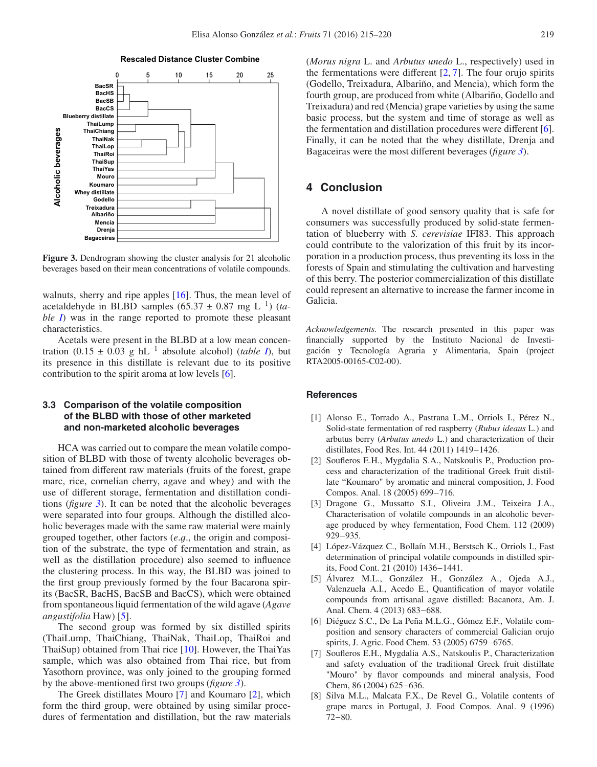Figure 3. Dendrogram showing the cluster analysis for 21 alcoholic beverages based on their mean concentrations of volatile compounds.

walnuts, sherry and ripe apples [16]. Thus, the mean level of acetaldehyde in BLBD samples (65.37 ± 0.87 mg $L^{-1}$) (*table 1*) was in the range reported to promote these pleasant characteristics.

Acetals were present in the BLBD at a low mean concentration (0.15 ± 0.03 g $hL^{-1}$ absolute alcohol) (*table 1*), but its presence in this distillate is relevant due to its positive contribution to the spirit aroma at low levels [6].

### 3.3 Comparison of the volatile composition of the BLBD with those of other marketed and non-marketed alcoholic beverages

HCA was carried out to compare the mean volatile composition of BLBD with those of twenty alcoholic beverages obtained from different raw materials (fruits of the forest, grape marc, rice, cornelian cherry, agave and whey) and with the use of different storage, fermentation and distillation conditions (*figure 3*). It can be noted that the alcoholic beverages were separated into four groups. Although the distilled alcoholic beverages made with the same raw material were mainly grouped together, other factors (*e.g.*, the origin and composition of the substrate, the type of fermentation and strain, as well as the distillation procedure) also seemed to influence the clustering process. In this way, the BLBD was joined to the first group previously formed by the four Bacarona spirits (BacSR, BacHS, BacSB and BacCS), which were obtained from spontaneous liquid fermentation of the wild agave (*Agave angustifolia* Haw) [5].

The second group was formed by six distilled spirits (ThaiLump, ThaiChiang, ThaiNak, ThaiLop, ThaiRoi and ThaiSup) obtained from Thai rice [10]. However, the ThaiYas sample, which was also obtained from Thai rice, but from Yasothorn province, was only joined to the grouping formed by the above-mentioned first two groups (*figure 3*).

The Greek distillates Mouro [7] and Koumaro [2], which form the third group, were obtained by using similar procedures of fermentation and distillation, but the raw materials (*Morus nigra* L. and *Arbutus unedo* L., respectively) used in the fermentations were different [2, 7]. The four orujo spirits (Godello, Treixadura, Albariño, and Mencia), which form the fourth group, are produced from white (Albariño, Godello and Treixadura) and red (Mencia) grape varieties by using the same basic process, but the system and time of storage as well as the fermentation and distillation procedures were different [6]. Finally, it can be noted that the whey distillate, Drenja and Bagaceiras were the most different beverages (*figure 3*).

## 4 Conclusion

A novel distillate of good sensory quality that is safe for consumers was successfully produced by solid-state fermentation of blueberry with *S. cerevisiae* IFI83. This approach could contribute to the valorization of this fruit by its incorporation in a production process, thus preventing its loss in the forests of Spain and stimulating the cultivation and harvesting of this berry. The posterior commercialization of this distillate could represent an alternative to increase the farmer income in Galicia.

*Acknowledgements.* The research presented in this paper was financially supported by the Instituto Nacional de Investigación y Tecnología Agraria y Alimentaria, Spain (project RTA2005-00165-C02-00).

## References

[1] Alonso E., Torrado A., Pastrana L.M., Orriols I., Pérez N., Solid-state fermentation of red raspberry (*Rubus ideaus* L.) and arbutus berry (*Arbutus unedo* L.) and characterization of their distillates, Food Res. Int. 44 (2011) 1419–1426.

[2] Soufleros E.H., Mygdalia S.A., Natskoulis P., Production process and characterization of the traditional Greek fruit distillate "Koumaro" by aromatic and mineral composition, J. Food Compos. Anal. 18 (2005) 699–716.

[3] Dragone G., Mussatto S.I., Oliveira J.M., Teixeira J.A., Characterisation of volatile compounds in an alcoholic beverage produced by whey fermentation, Food Chem. 112 (2009) 929–935.

[4] López-Vázquez C., Bollaín M.H., Berstsch K., Orriols I., Fast determination of principal volatile compounds in distilled spirits, Food Cont. 21 (2010) 1436–1441.

[5] Álvarez M.L., González H., González A., Ojeda A.J., Valenzuela A.I., Acedo E., Quantification of mayor volatile compounds from artisanal agave distilled: Bacanora, Am. J. Anal. Chem. 4 (2013) 683–688.

[6] Diéguez S.C., De La Peña M.L.G., Gómez E.F., Volatile composition and sensory characters of commercial Galician orujo spirits, J. Agric. Food Chem. 53 (2005) 6759–6765.

[7] Soufleros E.H., Mygdalia A.S., Natskoulis P., Characterization and safety evaluation of the traditional Greek fruit distillate "Mouro" by flavor compounds and mineral analysis, Food Chem, 86 (2004) 625–636.

[8] Silva M.L., Malcata F.X., De Revel G., Volatile contents of grape marcs in Portugal, J. Food Compos. Anal. 9 (1996) 72–80.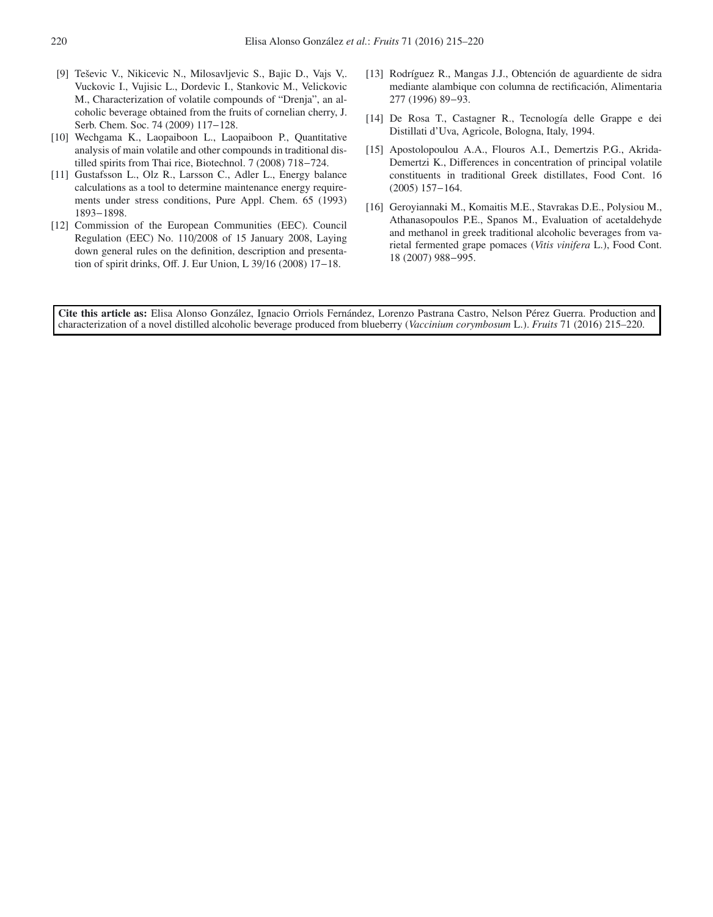[9] Teševic V., Nikicevic N., Milosavljevic S., Bajic D., Vajs V.,. Vuckovic I., Vujisic L., Dordevic I., Stankovic M., Velickovic M., Characterization of volatile compounds of "Drenja", an alcoholic beverage obtained from the fruits of cornelian cherry, J. Serb. Chem. Soc. 74 (2009) 117−128.

[10] Wechgama K., Laopaiboon L., Laopaiboon P., Quantitative analysis of main volatile and other compounds in traditional distilled spirits from Thai rice, Biotechnol. 7 (2008) 718−724.

[11] Gustafsson L., Olz R., Larsson C., Adler L., Energy balance calculations as a tool to determine maintenance energy requirements under stress conditions, Pure Appl. Chem. 65 (1993) 1893−1898.

[12] Commission of the European Communities (EEC). Council Regulation (EEC) No. 110/2008 of 15 January 2008, Laying down general rules on the definition, description and presentation of spirit drinks, Off. J. Eur Union, L 39/16 (2008) 17−18.

[13] Rodríguez R., Mangas J.J., Obtención de aguardiente de sidra mediante alambique con columna de rectificación, Alimentaria 277 (1996) 89−93.

[14] De Rosa T., Castagner R., Tecnología delle Grappe e dei Distillati d'Uva, Agricole, Bologna, Italy, 1994.

[15] Apostolopoulou A.A., Flouros A.I., Demertzis P.G., Akrida-Demertzi K., Differences in concentration of principal volatile constituents in traditional Greek distillates, Food Cont. 16 (2005) 157−164.

[16] Geroyiannaki M., Komaitis M.E., Stavrakas D.E., Polysiou M., Athanasopoulos P.E., Spanos M., Evaluation of acetaldehyde and methanol in greek traditional alcoholic beverages from varietal fermented grape pomaces (*Vitis vinifera* L.), Food Cont. 18 (2007) 988−995.

**Cite this article as:** Elisa Alonso González, Ignacio Orriols Fernández, Lorenzo Pastrana Castro, Nelson Pérez Guerra. Production and characterization of a novel distilled alcoholic beverage produced from blueberry (*Vaccinium corymbosum* L.). *Fruits* 71 (2016) 215–220.